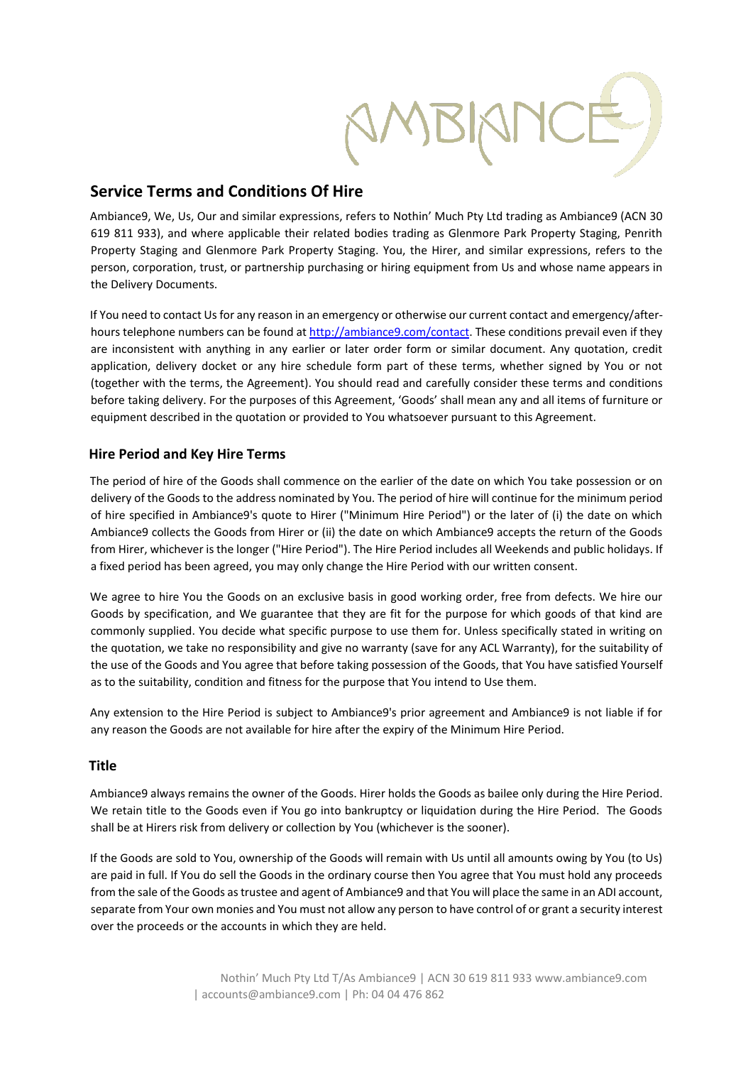# Service Terms and Conditions Of Hire

Ambiance9, We, Us, Our and similar expressions, refers to Nothin' Much Pty Ltd trading as Ambiance9 (ACN 30 619 811 933), and where applicable their related bodies trading as Glenmore Park Property Staging, Penrith Property Staging and Glenmore Park Property Staging. You, the Hirer, and similar expressions, refers to the person, corporation, trust, or partnership purchasing or hiring equipment from Us and whose name appears in the Delivery Documents.

If You need to contact Us for any reason in an emergency or otherwise our current contact and emergency/after-hours telephone numbers can be found at [http://ambiance9.com/contact](http://ambiance9.com/contact). These conditions prevail even if they are inconsistent with anything in any earlier or later order form or similar document. Any quotation, credit application, delivery docket or any hire schedule form part of these terms, whether signed by You or not (together with the terms, the Agreement). You should read and carefully consider these terms and conditions before taking delivery. For the purposes of this Agreement, 'Goods' shall mean any and all items of furniture or equipment described in the quotation or provided to You whatsoever pursuant to this Agreement.

## Hire Period and Key Hire Terms

The period of hire of the Goods shall commence on the earlier of the date on which You take possession or on delivery of the Goods to the address nominated by You. The period of hire will continue for the minimum period of hire specified in Ambiance9's quote to Hirer ("Minimum Hire Period") or the later of (i) the date on which Ambiance9 collects the Goods from Hirer or (ii) the date on which Ambiance9 accepts the return of the Goods from Hirer, whichever is the longer ("Hire Period"). The Hire Period includes all Weekends and public holidays. If a fixed period has been agreed, you may only change the Hire Period with our written consent.

We agree to hire You the Goods on an exclusive basis in good working order, free from defects. We hire our Goods by specification, and We guarantee that they are fit for the purpose for which goods of that kind are commonly supplied. You decide what specific purpose to use them for. Unless specifically stated in writing on the quotation, we take no responsibility and give no warranty (save for any ACL Warranty), for the suitability of the use of the Goods and You agree that before taking possession of the Goods, that You have satisfied Yourself as to the suitability, condition and fitness for the purpose that You intend to Use them.

Any extension to the Hire Period is subject to Ambiance9's prior agreement and Ambiance9 is not liable if for any reason the Goods are not available for hire after the expiry of the Minimum Hire Period.

## Title

Ambiance9 always remains the owner of the Goods. Hirer holds the Goods as bailee only during the Hire Period. We retain title to the Goods even if You go into bankruptcy or liquidation during the Hire Period. The Goods shall be at Hirers risk from delivery or collection by You (whichever is the sooner).

If the Goods are sold to You, ownership of the Goods will remain with Us until all amounts owing by You (to Us) are paid in full. If You do sell the Goods in the ordinary course then You agree that You must hold any proceeds from the sale of the Goods as trustee and agent of Ambiance9 and that You will place the same in an ADI account, separate from Your own monies and You must not allow any person to have control of or grant a security interest over the proceeds or the accounts in which they are held.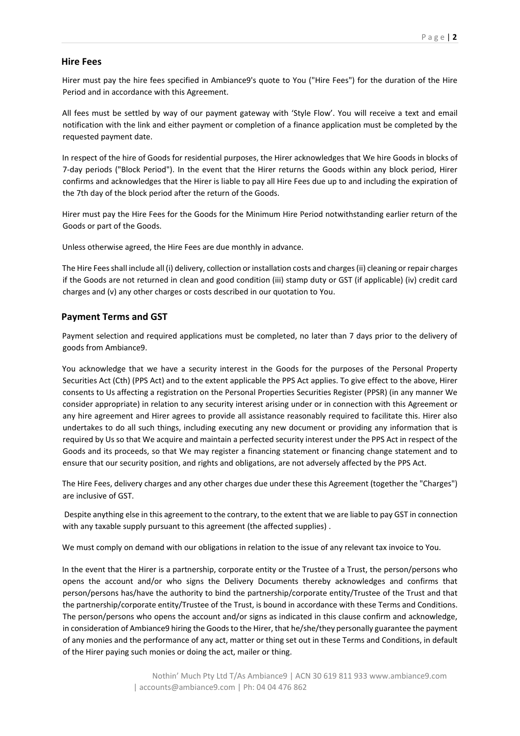## Hire Fees

Hirer must pay the hire fees specified in Ambiance9's quote to You ("Hire Fees") for the duration of the Hire Period and in accordance with this Agreement.

All fees must be settled by way of our payment gateway with 'Style Flow'. You will receive a text and email notification with the link and either payment or completion of a finance application must be completed by the requested payment date.

In respect of the hire of Goods for residential purposes, the Hirer acknowledges that We hire Goods in blocks of 7-day periods ("Block Period"). In the event that the Hirer returns the Goods within any block period, Hirer confirms and acknowledges that the Hirer is liable to pay all Hire Fees due up to and including the expiration of the 7th day of the block period after the return of the Goods.

Hirer must pay the Hire Fees for the Goods for the Minimum Hire Period notwithstanding earlier return of the Goods or part of the Goods.

Unless otherwise agreed, the Hire Fees are due monthly in advance.

The Hire Fees shall include all (i) delivery, collection or installation costs and charges (ii) cleaning or repair charges if the Goods are not returned in clean and good condition (iii) stamp duty or GST (if applicable) (iv) credit card charges and (v) any other charges or costs described in our quotation to You.

## Payment Terms and GST

Payment selection and required applications must be completed, no later than 7 days prior to the delivery of goods from Ambiance9.

You acknowledge that we have a security interest in the Goods for the purposes of the Personal Property Securities Act (Cth) (PPS Act) and to the extent applicable the PPS Act applies. To give effect to the above, Hirer consents to Us affecting a registration on the Personal Properties Securities Register (PPSR) (in any manner We consider appropriate) in relation to any security interest arising under or in connection with this Agreement or any hire agreement and Hirer agrees to provide all assistance reasonably required to facilitate this. Hirer also undertakes to do all such things, including executing any new document or providing any information that is required by Us so that We acquire and maintain a perfected security interest under the PPS Act in respect of the Goods and its proceeds, so that We may register a financing statement or financing change statement and to ensure that our security position, and rights and obligations, are not adversely affected by the PPS Act.

The Hire Fees, delivery charges and any other charges due under these this Agreement (together the "Charges") are inclusive of GST.

Despite anything else in this agreement to the contrary, to the extent that we are liable to pay GST in connection with any taxable supply pursuant to this agreement (the affected supplies) .

We must comply on demand with our obligations in relation to the issue of any relevant tax invoice to You.

In the event that the Hirer is a partnership, corporate entity or the Trustee of a Trust, the person/persons who opens the account and/or who signs the Delivery Documents thereby acknowledges and confirms that person/persons has/have the authority to bind the partnership/corporate entity/Trustee of the Trust and that the partnership/corporate entity/Trustee of the Trust, is bound in accordance with these Terms and Conditions. The person/persons who opens the account and/or signs as indicated in this clause confirm and acknowledge, in consideration of Ambiance9 hiring the Goods to the Hirer, that he/she/they personally guarantee the payment of any monies and the performance of any act, matter or thing set out in these Terms and Conditions, in default of the Hirer paying such monies or doing the act, mailer or thing.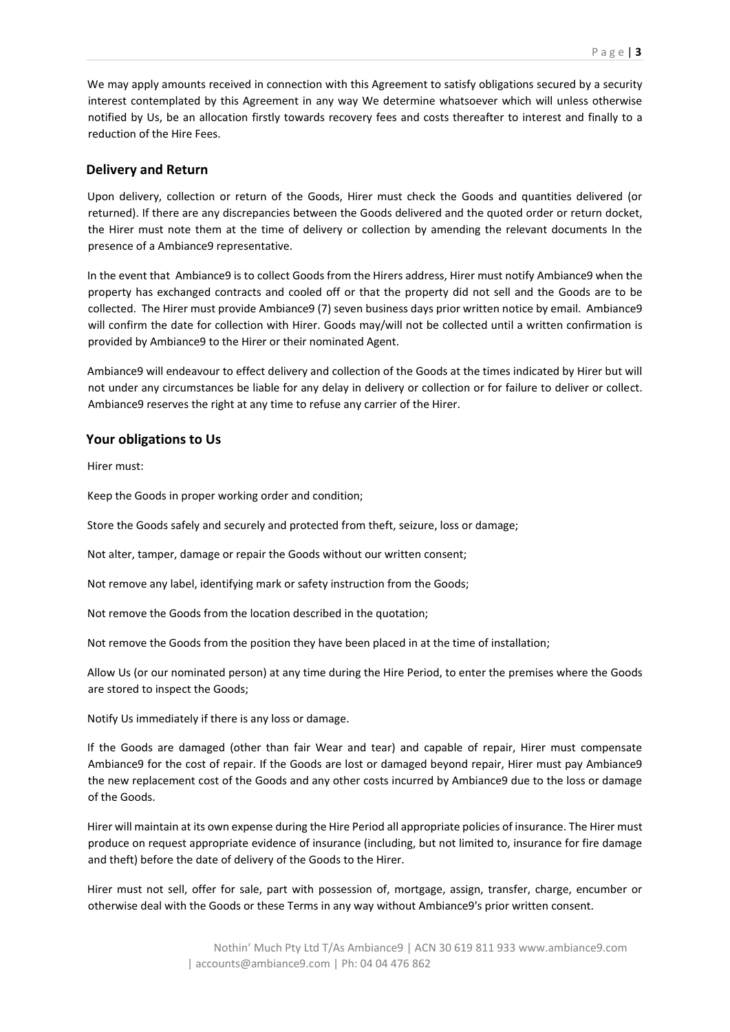We may apply amounts received in connection with this Agreement to satisfy obligations secured by a security interest contemplated by this Agreement in any way We determine whatsoever which will unless otherwise notified by Us, be an allocation firstly towards recovery fees and costs thereafter to interest and finally to a reduction of the Hire Fees.

## Delivery and Return

Upon delivery, collection or return of the Goods, Hirer must check the Goods and quantities delivered (or returned). If there are any discrepancies between the Goods delivered and the quoted order or return docket, the Hirer must note them at the time of delivery or collection by amending the relevant documents In the presence of a Ambiance9 representative.

In the event that Ambiance9 is to collect Goods from the Hirers address, Hirer must notify Ambiance9 when the property has exchanged contracts and cooled off or that the property did not sell and the Goods are to be collected. The Hirer must provide Ambiance9 (7) seven business days prior written notice by email. Ambiance9 will confirm the date for collection with Hirer. Goods may/will not be collected until a written confirmation is provided by Ambiance9 to the Hirer or their nominated Agent.

Ambiance9 will endeavour to effect delivery and collection of the Goods at the times indicated by Hirer but will not under any circumstances be liable for any delay in delivery or collection or for failure to deliver or collect. Ambiance9 reserves the right at any time to refuse any carrier of the Hirer.

## Your obligations to Us

Hirer must:

Keep the Goods in proper working order and condition;

Store the Goods safely and securely and protected from theft, seizure, loss or damage;

Not alter, tamper, damage or repair the Goods without our written consent;

Not remove any label, identifying mark or safety instruction from the Goods;

Not remove the Goods from the location described in the quotation;

Not remove the Goods from the position they have been placed in at the time of installation;

Allow Us (or our nominated person) at any time during the Hire Period, to enter the premises where the Goods are stored to inspect the Goods;

Notify Us immediately if there is any loss or damage.

If the Goods are damaged (other than fair Wear and tear) and capable of repair, Hirer must compensate Ambiance9 for the cost of repair. If the Goods are lost or damaged beyond repair, Hirer must pay Ambiance9 the new replacement cost of the Goods and any other costs incurred by Ambiance9 due to the loss or damage of the Goods.

Hirer will maintain at its own expense during the Hire Period all appropriate policies of insurance. The Hirer must produce on request appropriate evidence of insurance (including, but not limited to, insurance for fire damage and theft) before the date of delivery of the Goods to the Hirer.

Hirer must not sell, offer for sale, part with possession of, mortgage, assign, transfer, charge, encumber or otherwise deal with the Goods or these Terms in any way without Ambiance9's prior written consent.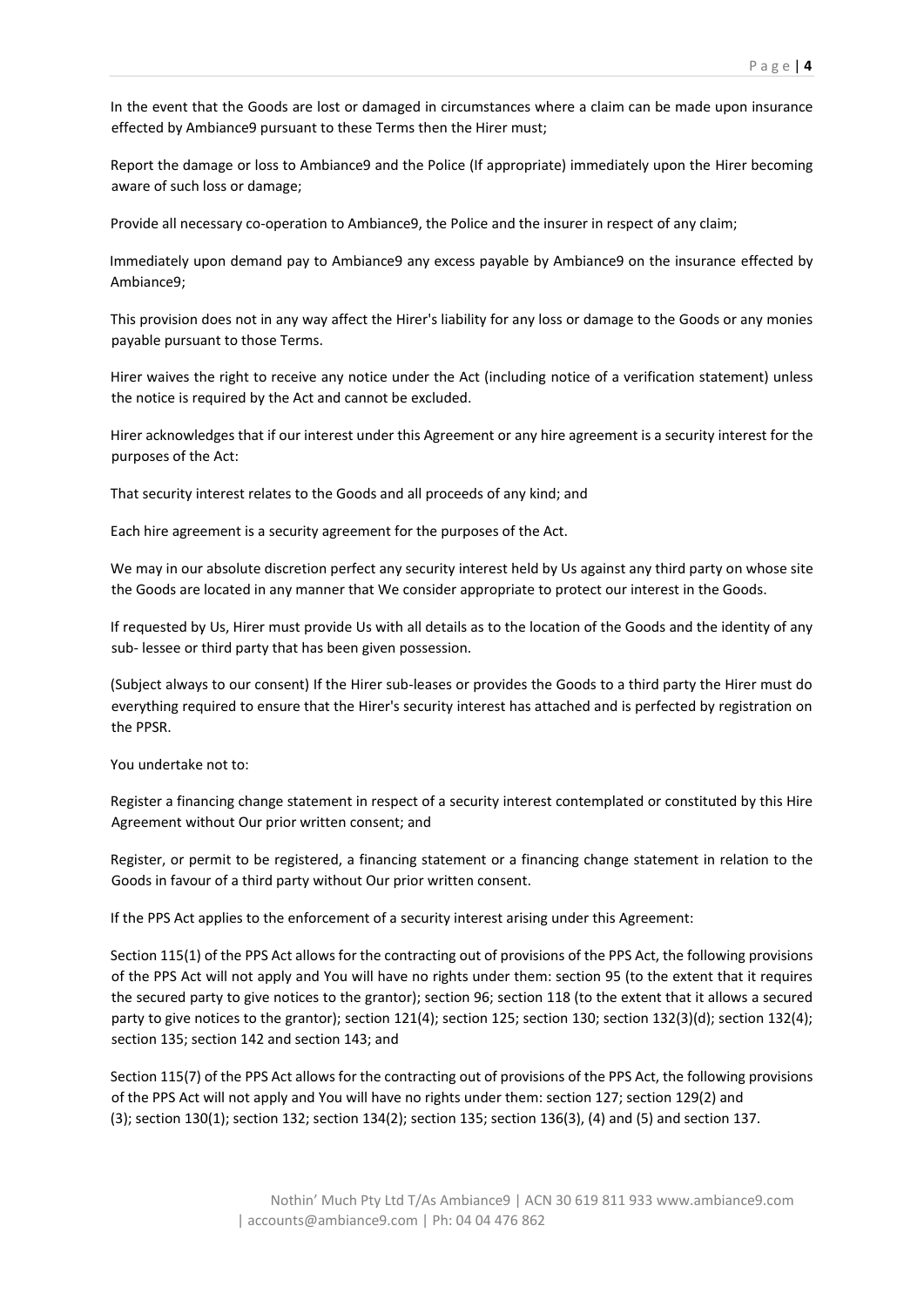In the event that the Goods are lost or damaged in circumstances where a claim can be made upon insurance effected by Ambiance9 pursuant to these Terms then the Hirer must;

Report the damage or loss to Ambiance9 and the Police (If appropriate) immediately upon the Hirer becoming aware of such loss or damage;

Provide all necessary co-operation to Ambiance9, the Police and the insurer in respect of any claim;

Immediately upon demand pay to Ambiance9 any excess payable by Ambiance9 on the insurance effected by Ambiance9;

This provision does not in any way affect the Hirer's liability for any loss or damage to the Goods or any monies payable pursuant to those Terms.

Hirer waives the right to receive any notice under the Act (including notice of a verification statement) unless the notice is required by the Act and cannot be excluded.

Hirer acknowledges that if our interest under this Agreement or any hire agreement is a security interest for the purposes of the Act:

That security interest relates to the Goods and all proceeds of any kind; and

Each hire agreement is a security agreement for the purposes of the Act.

We may in our absolute discretion perfect any security interest held by Us against any third party on whose site the Goods are located in any manner that We consider appropriate to protect our interest in the Goods.

If requested by Us, Hirer must provide Us with all details as to the location of the Goods and the identity of any sub- lessee or third party that has been given possession.

(Subject always to our consent) If the Hirer sub-leases or provides the Goods to a third party the Hirer must do everything required to ensure that the Hirer's security interest has attached and is perfected by registration on the PPSR.

You undertake not to:

Register a financing change statement in respect of a security interest contemplated or constituted by this Hire Agreement without Our prior written consent; and

Register, or permit to be registered, a financing statement or a financing change statement in relation to the Goods in favour of a third party without Our prior written consent.

If the PPS Act applies to the enforcement of a security interest arising under this Agreement:

Section 115(1) of the PPS Act allows for the contracting out of provisions of the PPS Act, the following provisions of the PPS Act will not apply and You will have no rights under them: section 95 (to the extent that it requires the secured party to give notices to the grantor); section 96; section 118 (to the extent that it allows a secured party to give notices to the grantor); section 121(4); section 125; section 130; section 132(3)(d); section 132(4); section 135; section 142 and section 143; and

Section 115(7) of the PPS Act allows for the contracting out of provisions of the PPS Act, the following provisions of the PPS Act will not apply and You will have no rights under them: section 127; section 129(2) and (3); section 130(1); section 132; section 134(2); section 135; section 136(3), (4) and (5) and section 137.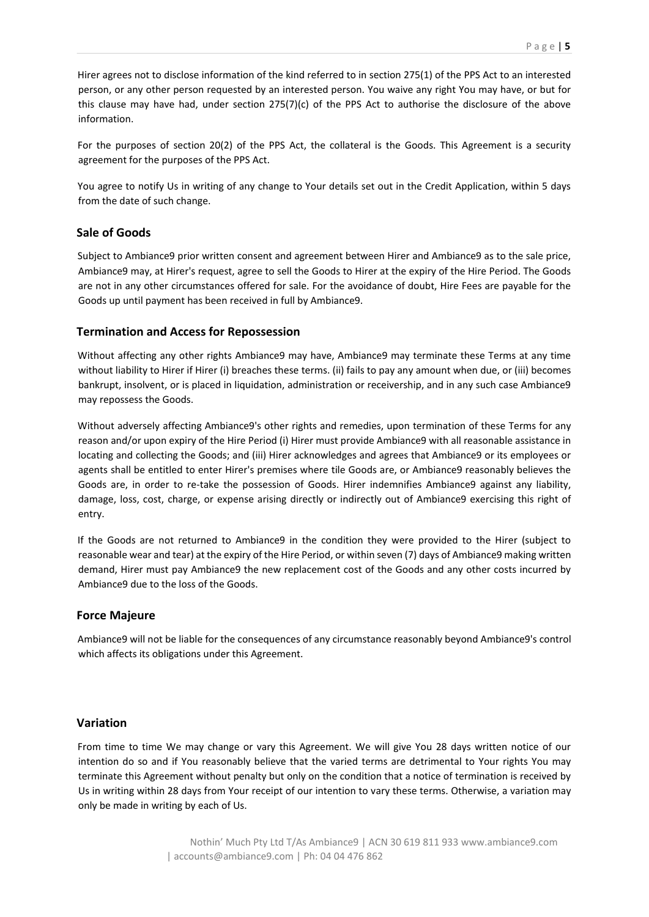Hirer agrees not to disclose information of the kind referred to in section 275(1) of the PPS Act to an interested person, or any other person requested by an interested person. You waive any right You may have, or but for this clause may have had, under section 275(7)(c) of the PPS Act to authorise the disclosure of the above information.

For the purposes of section 20(2) of the PPS Act, the collateral is the Goods. This Agreement is a security agreement for the purposes of the PPS Act.

You agree to notify Us in writing of any change to Your details set out in the Credit Application, within 5 days from the date of such change.

## Sale of Goods

Subject to Ambiance9 prior written consent and agreement between Hirer and Ambiance9 as to the sale price, Ambiance9 may, at Hirer's request, agree to sell the Goods to Hirer at the expiry of the Hire Period. The Goods are not in any other circumstances offered for sale. For the avoidance of doubt, Hire Fees are payable for the Goods up until payment has been received in full by Ambiance9.

## Termination and Access for Repossession

Without affecting any other rights Ambiance9 may have, Ambiance9 may terminate these Terms at any time without liability to Hirer if Hirer (i) breaches these terms. (ii) fails to pay any amount when due, or (iii) becomes bankrupt, insolvent, or is placed in liquidation, administration or receivership, and in any such case Ambiance9 may repossess the Goods.

Without adversely affecting Ambiance9's other rights and remedies, upon termination of these Terms for any reason and/or upon expiry of the Hire Period (i) Hirer must provide Ambiance9 with all reasonable assistance in locating and collecting the Goods; and (iii) Hirer acknowledges and agrees that Ambiance9 or its employees or agents shall be entitled to enter Hirer's premises where tile Goods are, or Ambiance9 reasonably believes the Goods are, in order to re-take the possession of Goods. Hirer indemnifies Ambiance9 against any liability, damage, loss, cost, charge, or expense arising directly or indirectly out of Ambiance9 exercising this right of entry.

If the Goods are not returned to Ambiance9 in the condition they were provided to the Hirer (subject to reasonable wear and tear) at the expiry of the Hire Period, or within seven (7) days of Ambiance9 making written demand, Hirer must pay Ambiance9 the new replacement cost of the Goods and any other costs incurred by Ambiance9 due to the loss of the Goods.

## Force Majeure

Ambiance9 will not be liable for the consequences of any circumstance reasonably beyond Ambiance9's control which affects its obligations under this Agreement.

## Variation

From time to time We may change or vary this Agreement. We will give You 28 days written notice of our intention do so and if You reasonably believe that the varied terms are detrimental to Your rights You may terminate this Agreement without penalty but only on the condition that a notice of termination is received by Us in writing within 28 days from Your receipt of our intention to vary these terms. Otherwise, a variation may only be made in writing by each of Us.

Nothin' Much Pty Ltd T/As Ambiance9 | ACN 30 619 811 933 www.ambiance9.com | accounts@ambiance9.com | Ph: 04 04 476 862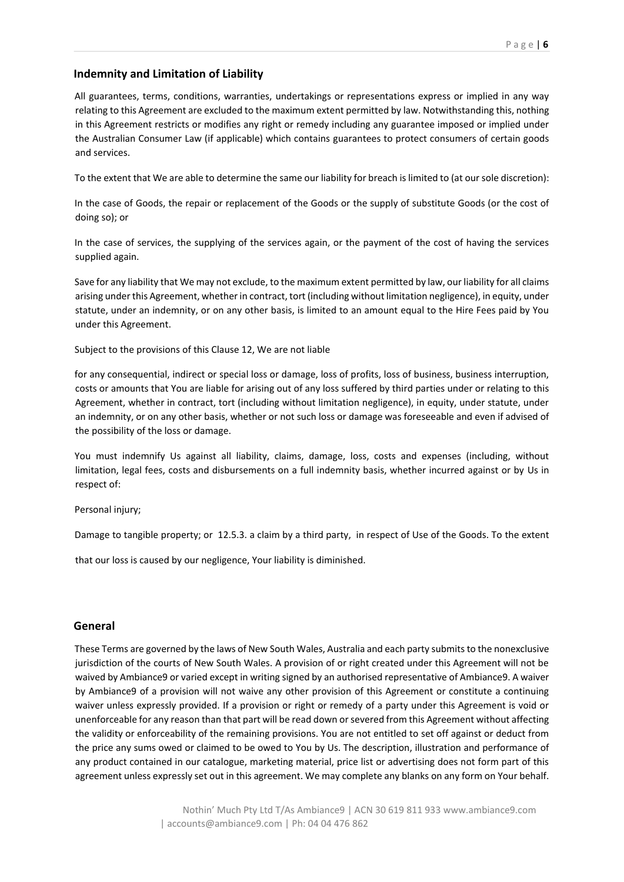## Indemnity and Limitation of Liability

All guarantees, terms, conditions, warranties, undertakings or representations express or implied in any way relating to this Agreement are excluded to the maximum extent permitted by law. Notwithstanding this, nothing in this Agreement restricts or modifies any right or remedy including any guarantee imposed or implied under the Australian Consumer Law (if applicable) which contains guarantees to protect consumers of certain goods and services.

To the extent that We are able to determine the same our liability for breach is limited to (at our sole discretion):

In the case of Goods, the repair or replacement of the Goods or the supply of substitute Goods (or the cost of doing so); or

In the case of services, the supplying of the services again, or the payment of the cost of having the services supplied again.

Save for any liability that We may not exclude, to the maximum extent permitted by law, our liability for all claims arising under this Agreement, whether in contract, tort (including without limitation negligence), in equity, under statute, under an indemnity, or on any other basis, is limited to an amount equal to the Hire Fees paid by You under this Agreement.

Subject to the provisions of this Clause 12, We are not liable

for any consequential, indirect or special loss or damage, loss of profits, loss of business, business interruption, costs or amounts that You are liable for arising out of any loss suffered by third parties under or relating to this Agreement, whether in contract, tort (including without limitation negligence), in equity, under statute, under an indemnity, or on any other basis, whether or not such loss or damage was foreseeable and even if advised of the possibility of the loss or damage.

You must indemnify Us against all liability, claims, damage, loss, costs and expenses (including, without limitation, legal fees, costs and disbursements on a full indemnity basis, whether incurred against or by Us in respect of:

Personal injury;

Damage to tangible property; or 12.5.3. a claim by a third party, in respect of Use of the Goods. To the extent

that our loss is caused by our negligence, Your liability is diminished.

## General

These Terms are governed by the laws of New South Wales, Australia and each party submits to the nonexclusive jurisdiction of the courts of New South Wales. A provision of or right created under this Agreement will not be waived by Ambiance9 or varied except in writing signed by an authorised representative of Ambiance9. A waiver by Ambiance9 of a provision will not waive any other provision of this Agreement or constitute a continuing waiver unless expressly provided. If a provision or right or remedy of a party under this Agreement is void or unenforceable for any reason than that part will be read down or severed from this Agreement without affecting the validity or enforceability of the remaining provisions. You are not entitled to set off against or deduct from the price any sums owed or claimed to be owed to You by Us. The description, illustration and performance of any product contained in our catalogue, marketing material, price list or advertising does not form part of this agreement unless expressly set out in this agreement. We may complete any blanks on any form on Your behalf.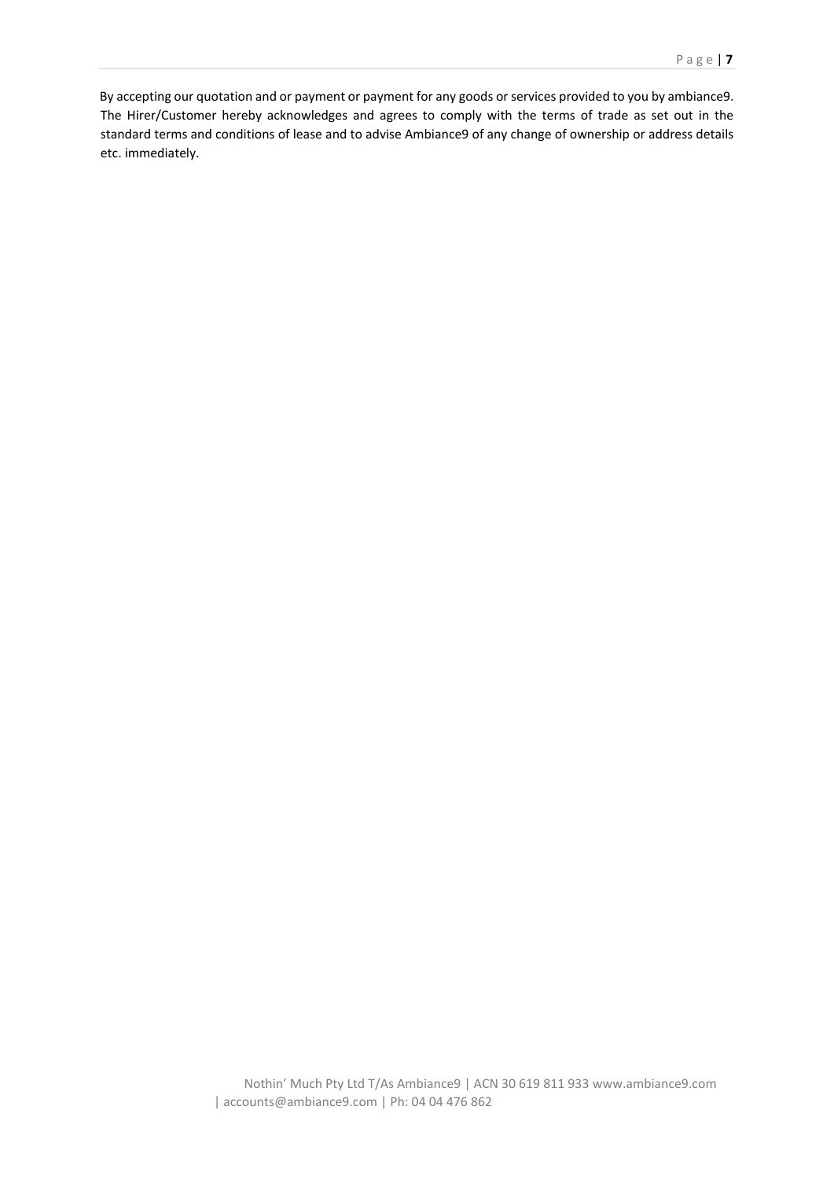By accepting our quotation and or payment or payment for any goods or services provided to you by ambiance9. The Hirer/Customer hereby acknowledges and agrees to comply with the terms of trade as set out in the standard terms and conditions of lease and to advise Ambiance9 of any change of ownership or address details etc. immediately.